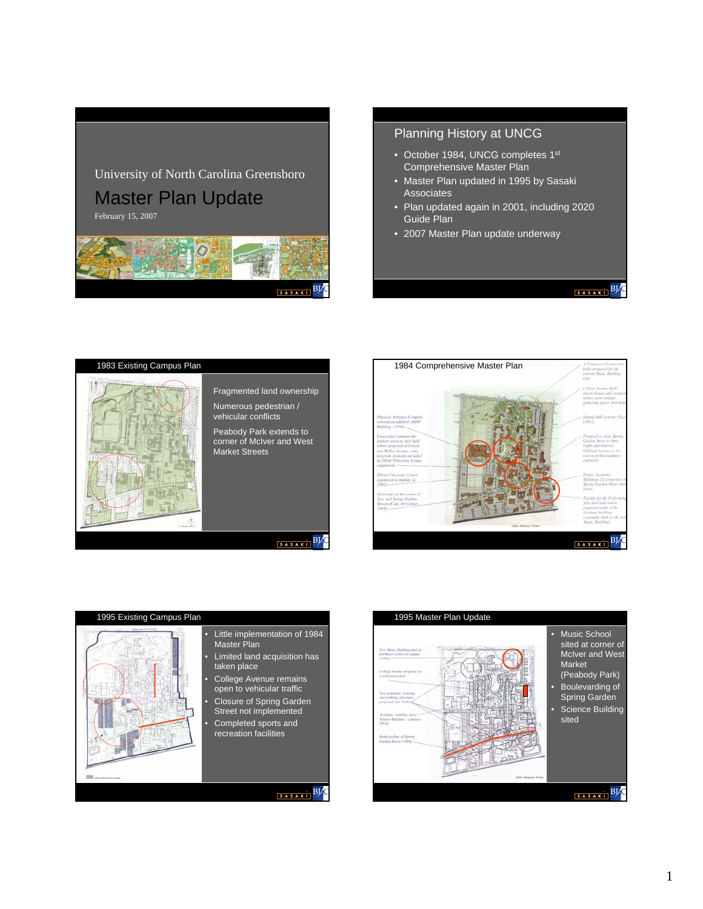## University of North Carolina Greensboro

# Master Plan Update

February 15, 2007

## Planning History at UNCG

- October 1984, UNCG completes 1st Comprehensive Master Plan
- Master Plan updated in 1995 by Sasaki Associates
- Plan updated again in 2001, including 2020 Guide Plan
- 2007 Master Plan update underway

## 1983 Existing Campus Plan

- Fragmented land ownership
- Numerous pedestrian / vehicular conflicts
- Peabody Park extends to corner of McIver and West Market Streets

## 1984 Comprehensive Master Plan

## 1995 Existing Campus Plan

- Little implementation of 1984 Master Plan
- Limited land acquisition has taken place
- College Avenue remains open to vehicular traffic
- Closure of Spring Garden Street not implemented
- Completed sports and recreation facilities

## 1995 Master Plan Update

- Music School sited at corner of McIver and West Market (Peabody Park)
- Boulevarding of Spring Garden
- Science Building sited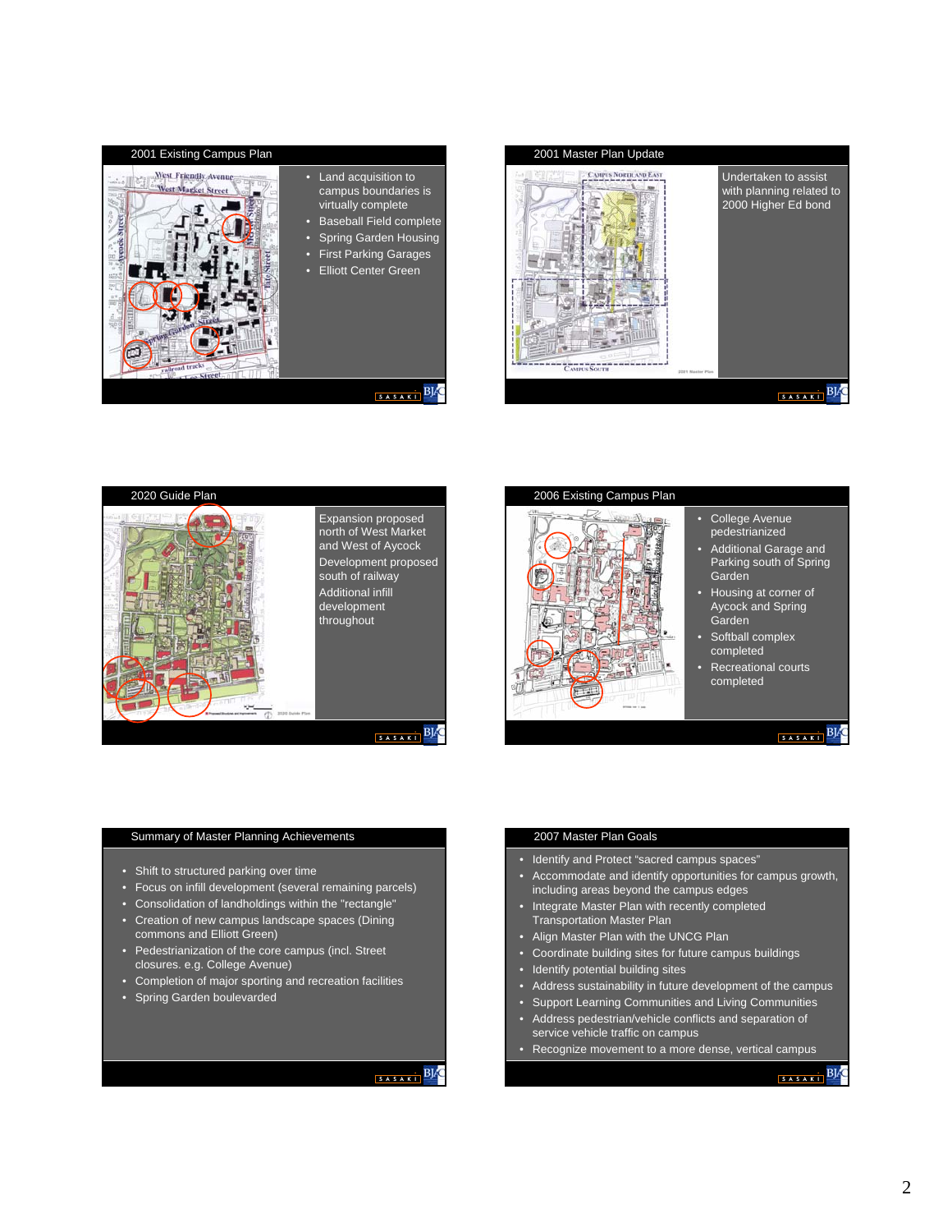## 2001 Existing Campus Plan

- Land acquisition to campus boundaries is virtually complete
- Baseball Field complete
- Spring Garden Housing
- First Parking Garages
- Elliott Center Green

## 2001 Master Plan Update

Undertaken to assist with planning related to 2000 Higher Ed bond

## 2020 Guide Plan

Expansion proposed north of West Market and West of Aycock

Development proposed south of railway

Additional infill development throughout

## 2006 Existing Campus Plan

- College Avenue pedestrianized
- Additional Garage and Parking south of Spring Garden
- Housing at corner of Aycock and Spring Garden
- Softball complex completed
- Recreational courts completed

## Summary of Master Planning Achievements

- Shift to structured parking over time
- Focus on infill development (several remaining parcels)
- Consolidation of landholdings within the "rectangle"
- Creation of new campus landscape spaces (Dining commons and Elliott Green)
- Pedestrianization of the core campus (incl. Street closures. e.g. College Avenue)
- Completion of major sporting and recreation facilities
- Spring Garden boulevarded

## 2007 Master Plan Goals

- Identify and Protect "sacred campus spaces"
- Accommodate and identify opportunities for campus growth, including areas beyond the campus edges
- Integrate Master Plan with recently completed Transportation Master Plan
- Align Master Plan with the UNCG Plan
- Coordinate building sites for future campus buildings
- Identify potential building sites
- Address sustainability in future development of the campus
- Support Learning Communities and Living Communities
- Address pedestrian/vehicle conflicts and separation of service vehicle traffic on campus
- Recognize movement to a more dense, vertical campus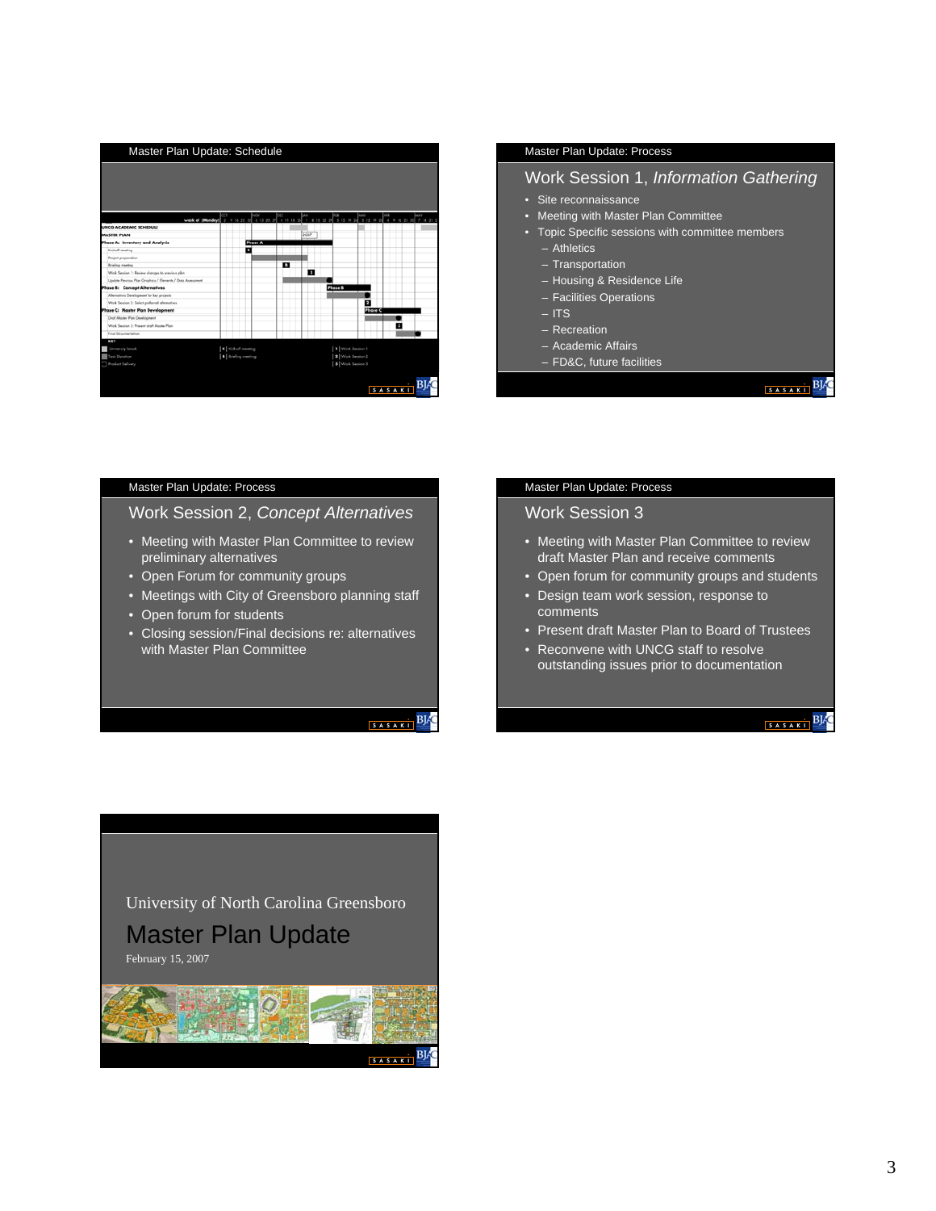## Master Plan Update: Schedule

week of (Monday)

UNCG ACADEMIC SCHEDULE

MASTER PLAN

Phase A: Inventory and Analysis

Kickoff meeting

Project preparation

Briefing meeting

Work Session 1: Review changes to previous plan

Update Previous Plan Graphics / Elements / Data Assessment

Phase B: Concept Alternatives

Alternatives Development for key projects

Work Session 2: Select preferred alternatives

Phase C: Master Plan Development

Draft Master Plan Development

Work Session 3: Present draft Master Plan

Final Documentation

KEY

University break

Task Duration

Product Delivery

K Kickoff meeting

B Briefing meeting

1 Work Session 1

2 Work Session 2

3 Work Session 3

## Master Plan Update: Process

### Work Session 1, *Information Gathering*

- Site reconnaissance
- Meeting with Master Plan Committee
- Topic Specific sessions with committee members
  - Athletics
  - Transportation
  - Housing & Residence Life
  - Facilities Operations
  - ITS
  - Recreation
  - Academic Affairs
  - FD&C, future facilities

## Master Plan Update: Process

### Work Session 2, *Concept Alternatives*

- Meeting with Master Plan Committee to review preliminary alternatives
- Open Forum for community groups
- Meetings with City of Greensboro planning staff
- Open forum for students
- Closing session/Final decisions re: alternatives with Master Plan Committee

## Master Plan Update: Process

### Work Session 3

- Meeting with Master Plan Committee to review draft Master Plan and receive comments
- Open forum for community groups and students
- Design team work session, response to comments
- Present draft Master Plan to Board of Trustees
- Reconvene with UNCG staff to resolve outstanding issues prior to documentation

University of North Carolina Greensboro

# Master Plan Update

February 15, 2007